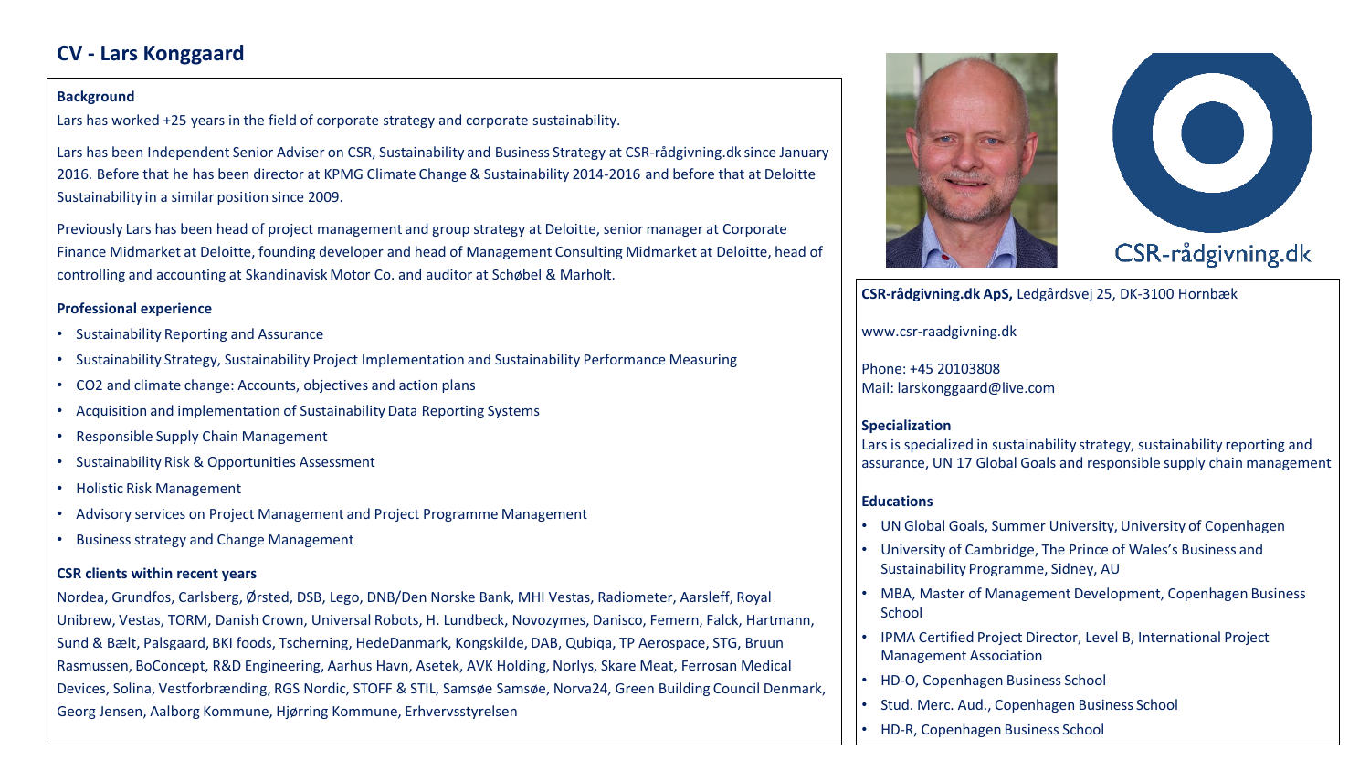# CV - Lars Konggaard

### Background

Lars has worked +25 years in the field of corporate strategy and corporate sustainability.

Lars has been Independent Senior Adviser on CSR, Sustainability and Business Strategy at CSR-rådgivning.dk since January 2016. Before that he has been director at KPMG Climate Change & Sustainability 2014-2016 and before that at Deloitte Sustainability in a similar position since 2009.

Previously Lars has been head of project management and group strategy at Deloitte, senior manager at Corporate Finance Midmarket at Deloitte, founding developer and head of Management Consulting Midmarket at Deloitte, head of controlling and accounting at Skandinavisk Motor Co. and auditor at Schøbel & Marholt.

### Professional experience

- Sustainability Reporting and Assurance
- Sustainability Strategy, Sustainability Project Implementation and Sustainability Performance Measuring
- CO2 and climate change: Accounts, objectives and action plans
- Acquisition and implementation of Sustainability Data Reporting Systems
- Responsible Supply Chain Management
- Sustainability Risk & Opportunities Assessment
- Holistic Risk Management
- Advisory services on Project Management and Project Programme Management
- Business strategy and Change Management

### CSR clients within recent years

Nordea, Grundfos, Carlsberg, Ørsted, DSB, Lego, DNB/Den Norske Bank, MHI Vestas, Radiometer, Aarsleff, Royal Unibrew, Vestas, TORM, Danish Crown, Universal Robots, H. Lundbeck, Novozymes, Danisco, Femern, Falck, Hartmann, Sund & Bælt, Palsgaard, BKI foods, Tscherning, HedeDanmark, Kongskilde, DAB, Qubiqa, TP Aerospace, STG, Bruun Rasmussen, BoConcept, R&D Engineering, Aarhus Havn, Asetek, AVK Holding, Norlys, Skare Meat, Ferrosan Medical Devices, Solina, Vestforbrænding, RGS Nordic, STOFF & STIL, Samsøe Samsøe, Norva24, Green Building Council Denmark, Georg Jensen, Aalborg Kommune, Hjørring Kommune, Erhvervsstyrelsen

CSR-rådgivning.dk

**CSR-rådgivning.dk ApS,** Ledgårdsvej 25, DK-3100 Hornbæk

www.csr-raadgivning.dk

Phone: +45 20103808
Mail: larskonggaard@live.com

### Specialization

Lars is specialized in sustainability strategy, sustainability reporting and assurance, UN 17 Global Goals and responsible supply chain management

### Educations

- UN Global Goals, Summer University, University of Copenhagen
- University of Cambridge, The Prince of Wales's Business and Sustainability Programme, Sidney, AU
- MBA, Master of Management Development, Copenhagen Business School
- IPMA Certified Project Director, Level B, International Project Management Association
- HD-O, Copenhagen Business School
- Stud. Merc. Aud., Copenhagen Business School
- HD-R, Copenhagen Business School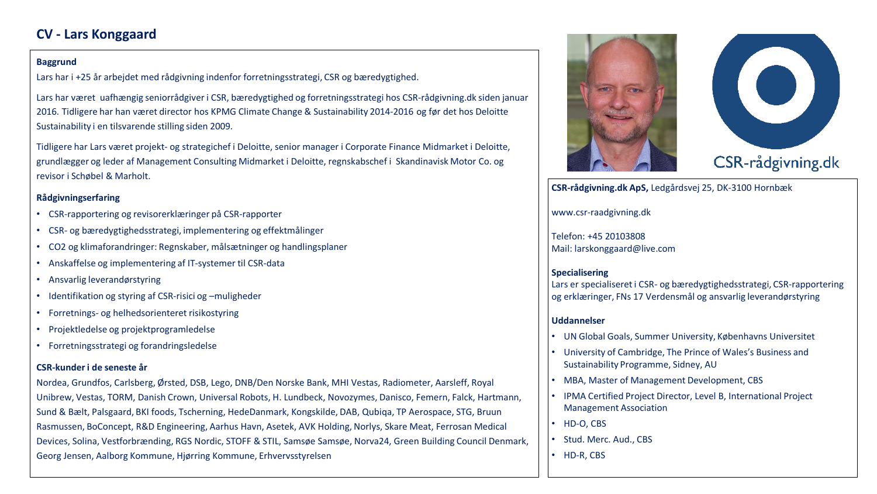# CV - Lars Konggaard

**Baggrund**

Lars har i +25 år arbejdet med rådgivning indenfor forretningsstrategi, CSR og bæredygtighed.

Lars har været uafhængig seniorrådgiver i CSR, bæredygtighed og forretningsstrategi hos CSR-rådgivning.dk siden januar 2016. Tidligere har han været director hos KPMG Climate Change & Sustainability 2014-2016 og før det hos Deloitte Sustainability i en tilsvarende stilling siden 2009.

Tidligere har Lars været projekt- og strategichef i Deloitte, senior manager i Corporate Finance Midmarket i Deloitte, grundlægger og leder af Management Consulting Midmarket i Deloitte, regnskabschef i Skandinavisk Motor Co. og revisor i Schøbel & Marholt.

**Rådgivningserfaring**

- CSR-rapportering og revisorerklæringer på CSR-rapporter
- CSR- og bæredygtighedsstrategi, implementering og effektmålinger
- CO2 og klimaforandringer: Regnskaber, målsætninger og handlingsplaner
- Anskaffelse og implementering af IT-systemer til CSR-data
- Ansvarlig leverandørstyring
- Identifikation og styring af CSR-risici og –muligheder
- Forretnings- og helhedsorienteret risikostyring
- Projektledelse og projektprogramledelse
- Forretningsstrategi og forandringsledelse

**CSR-kunder i de seneste år**

Nordea, Grundfos, Carlsberg, Ørsted, DSB, Lego, DNB/Den Norske Bank, MHI Vestas, Radiometer, Aarsleff, Royal Unibrew, Vestas, TORM, Danish Crown, Universal Robots, H. Lundbeck, Novozymes, Danisco, Femern, Falck, Hartmann, Sund & Bælt, Palsgaard, BKI foods, Tscherning, HedeDanmark, Kongskilde, DAB, Qubiqa, TP Aerospace, STG, Bruun Rasmussen, BoConcept, R&D Engineering, Aarhus Havn, Asetek, AVK Holding, Norlys, Skare Meat, Ferrosan Medical Devices, Solina, Vestforbrænding, RGS Nordic, STOFF & STIL, Samsøe Samsøe, Norva24, Green Building Council Denmark, Georg Jensen, Aalborg Kommune, Hjørring Kommune, Erhvervsstyrelsen

CSR-rådgivning.dk

**CSR-rådgivning.dk ApS,** Ledgårdsvej 25, DK-3100 Hornbæk

www.csr-raadgivning.dk

Telefon: +45 20103808
Mail: larskonggaard@live.com

**Specialisering**

Lars er specialiseret i CSR- og bæredygtighedsstrategi, CSR-rapportering og erklæringer, FNs 17 Verdensmål og ansvarlig leverandørstyring

**Uddannelser**

- UN Global Goals, Summer University, Københavns Universitet
- University of Cambridge, The Prince of Wales's Business and Sustainability Programme, Sidney, AU
- MBA, Master of Management Development, CBS
- IPMA Certified Project Director, Level B, International Project Management Association
- HD-O, CBS
- Stud. Merc. Aud., CBS
- HD-R, CBS